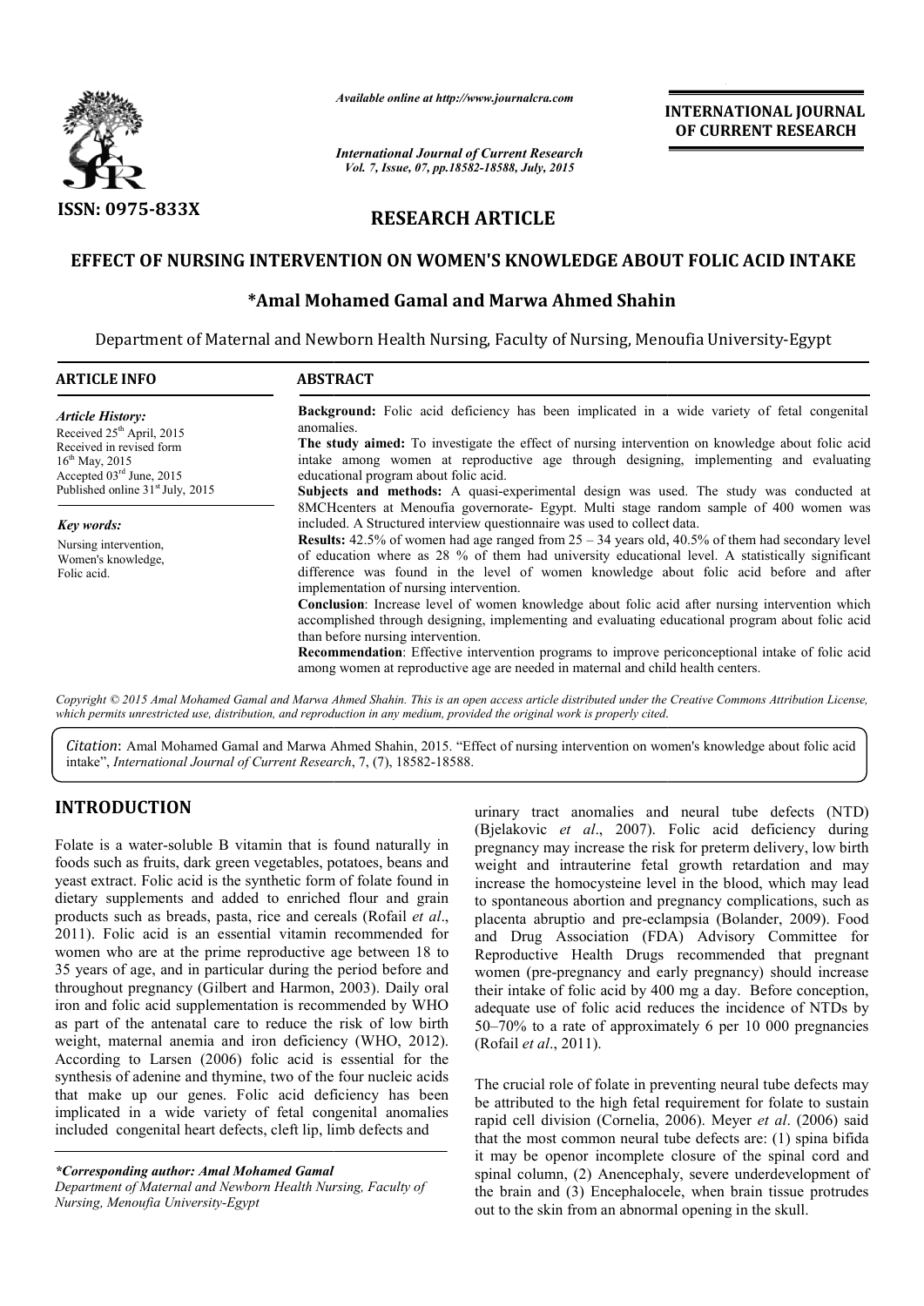**INTERNATIONAL JOURNAL OF CURRENT RESEARCH**

ISSN: 0975-833X

*Available online at http://www.journalcra.com*

*International Journal of Current Research*

# RESEARCH ARTICLE

## EFFECT OF NURSING INTERVENTION ON WOMEN'S KNOWLEDGE ABOUT FOLIC ACID INTAKE

**\*Amal Mohamed Gamal and Marwa Ahmed Shahin**

Department of Maternal and Newborn Health Nursing, Faculty of Nursing, Menoufia University-Egypt

**ARTICLE INFO**

*Article History:*
Received 25th April, 2015
Received in revised form
16th May, 2015
Accepted 03rd June, 2015
Published online 31st July, 2015

*Key words:*
Nursing intervention,
Women's knowledge,
Folic acid.

**ABSTRACT**

**Background:** Folic acid deficiency has been implicated in a wide variety of fetal congenital anomalies.

**The study aimed:** To investigate the effect of nursing intervention on knowledge about folic acid intake among women at reproductive age through designing, implementing and evaluating educational program about folic acid.

**Subjects and methods:** A quasi-experimental design was used. The study was conducted at 8MCHcenters at Menoufia governorate- Egypt. Multi stage random sample of 400 women was included. A Structured interview questionnaire was used to collect data.

**Results:** 42.5% of women had age ranged from 25 – 34 years old, 40.5% of them had secondary level of education where as 28 % of them had university educational level. A statistically significant difference was found in the level of women knowledge about folic acid before and after implementation of nursing intervention.

**Conclusion**: Increase level of women knowledge about folic acid after nursing intervention which accomplished through designing, implementing and evaluating educational program about folic acid than before nursing intervention.

**Recommendation**: Effective intervention programs to improve periconceptional intake of folic acid among women at reproductive age are needed in maternal and child health centers.

*Copyright © 2015 Amal Mohamed Gamal and Marwa Ahmed Shahin. This is an open access article distributed under the Creative Commons Attribution License, which permits unrestricted use, distribution, and reproduction in any medium, provided the original work is properly cited.*

*Citation*: Amal Mohamed Gamal and Marwa Ahmed Shahin, 2015. "Effect of nursing intervention on women's knowledge about folic acid intake", *International Journal of Current Research*, 7, (7), 18582-18588.

## INTRODUCTION

Folate is a water-soluble B vitamin that is found naturally in foods such as fruits, dark green vegetables, potatoes, beans and yeast extract. Folic acid is the synthetic form of folate found in dietary supplements and added to enriched flour and grain products such as breads, pasta, rice and cereals (Rofail *et al*., 2011). Folic acid is an essential vitamin recommended for women who are at the prime reproductive age between 18 to 35 years of age, and in particular during the period before and throughout pregnancy (Gilbert and Harmon, 2003). Daily oral iron and folic acid supplementation is recommended by WHO as part of the antenatal care to reduce the risk of low birth weight, maternal anemia and iron deficiency (WHO, 2012). According to Larsen (2006) folic acid is essential for the synthesis of adenine and thymine, two of the four nucleic acids that make up our genes. Folic acid deficiency has been implicated in a wide variety of fetal congenital anomalies included congenital heart defects, cleft lip, limb defects and urinary tract anomalies and neural tube defects (NTD) (Bjelakovic *et al*., 2007). Folic acid deficiency during pregnancy may increase the risk for preterm delivery, low birth weight and intrauterine fetal growth retardation and may increase the homocysteine level in the blood, which may lead to spontaneous abortion and pregnancy complications, such as placenta abruptio and pre-eclampsia (Bolander, 2009). Food and Drug Association (FDA) Advisory Committee for Reproductive Health Drugs recommended that pregnant women (pre-pregnancy and early pregnancy) should increase their intake of folic acid by 400 mg a day. Before conception, adequate use of folic acid reduces the incidence of NTDs by 50–70% to a rate of approximately 6 per 10 000 pregnancies (Rofail *et al*., 2011).

The crucial role of folate in preventing neural tube defects may be attributed to the high fetal requirement for folate to sustain rapid cell division (Cornelia, 2006). Meyer *et al*. (2006) said that the most common neural tube defects are: (1) spina bifida it may be openor incomplete closure of the spinal cord and spinal column, (2) Anencephaly, severe underdevelopment of the brain and (3) Encephalocele, when brain tissue protrudes out to the skin from an abnormal opening in the skull.

*\*Corresponding author: Amal Mohamed Gamal*
*Department of Maternal and Newborn Health Nursing, Faculty of Nursing, Menoufia University-Egypt*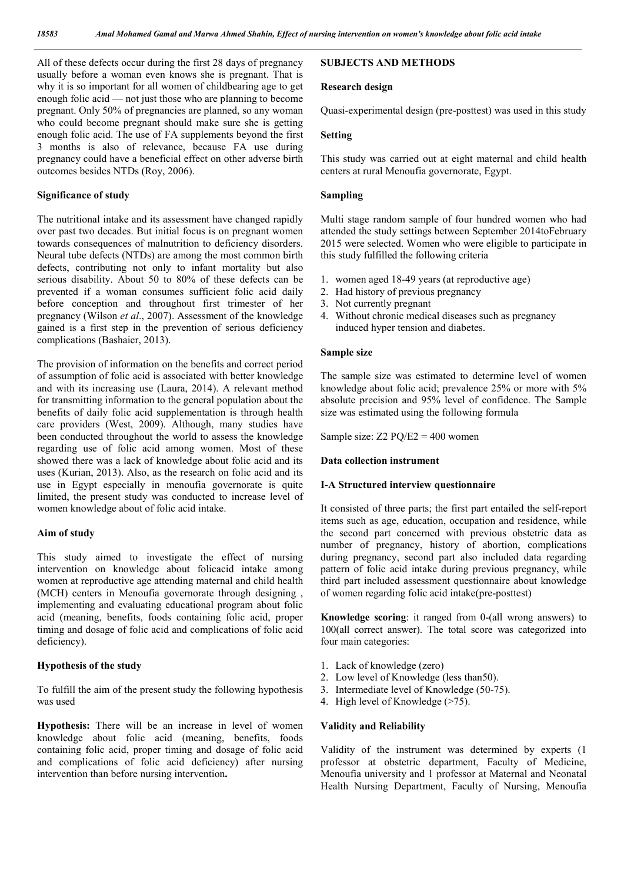All of these defects occur during the first 28 days of pregnancy usually before a woman even knows she is pregnant. That is why it is so important for all women of childbearing age to get enough folic acid — not just those who are planning to become pregnant. Only 50% of pregnancies are planned, so any woman who could become pregnant should make sure she is getting enough folic acid. The use of FA supplements beyond the first 3 months is also of relevance, because FA use during pregnancy could have a beneficial effect on other adverse birth outcomes besides NTDs (Roy, 2006).

### Significance of study

The nutritional intake and its assessment have changed rapidly over past two decades. But initial focus is on pregnant women towards consequences of malnutrition to deficiency disorders. Neural tube defects (NTDs) are among the most common birth defects, contributing not only to infant mortality but also serious disability. About 50 to 80% of these defects can be prevented if a woman consumes sufficient folic acid daily before conception and throughout first trimester of her pregnancy (Wilson *et al*., 2007). Assessment of the knowledge gained is a first step in the prevention of serious deficiency complications (Bashaier, 2013).

The provision of information on the benefits and correct period of assumption of folic acid is associated with better knowledge and with its increasing use (Laura, 2014). A relevant method for transmitting information to the general population about the benefits of daily folic acid supplementation is through health care providers (West, 2009). Although, many studies have been conducted throughout the world to assess the knowledge regarding use of folic acid among women. Most of these showed there was a lack of knowledge about folic acid and its uses (Kurian, 2013). Also, as the research on folic acid and its use in Egypt especially in menoufia governorate is quite limited, the present study was conducted to increase level of women knowledge about of folic acid intake.

### Aim of study

This study aimed to investigate the effect of nursing intervention on knowledge about folicacid intake among women at reproductive age attending maternal and child health (MCH) centers in Menoufia governorate through designing , implementing and evaluating educational program about folic acid (meaning, benefits, foods containing folic acid, proper timing and dosage of folic acid and complications of folic acid deficiency).

### Hypothesis of the study

To fulfill the aim of the present study the following hypothesis was used

**Hypothesis:** There will be an increase in level of women knowledge about folic acid (meaning, benefits, foods containing folic acid, proper timing and dosage of folic acid and complications of folic acid deficiency) after nursing intervention than before nursing intervention**.**

## SUBJECTS AND METHODS

### Research design

Quasi-experimental design (pre-posttest) was used in this study

### Setting

This study was carried out at eight maternal and child health centers at rural Menoufia governorate, Egypt.

### Sampling

Multi stage random sample of four hundred women who had attended the study settings between September 2014toFebruary 2015 were selected. Women who were eligible to participate in this study fulfilled the following criteria

1. women aged 18-49 years (at reproductive age)
2. Had history of previous pregnancy
3. Not currently pregnant
4. Without chronic medical diseases such as pregnancy induced hyper tension and diabetes.

### Sample size

The sample size was estimated to determine level of women knowledge about folic acid; prevalence 25% or more with 5% absolute precision and 95% level of confidence. The Sample size was estimated using the following formula

Sample size: $Z^2 PQ/E^2 = 400$ women

### Data collection instrument

### I-A Structured interview questionnaire

It consisted of three parts; the first part entailed the self-report items such as age, education, occupation and residence, while the second part concerned with previous obstetric data as number of pregnancy, history of abortion, complications during pregnancy, second part also included data regarding pattern of folic acid intake during previous pregnancy, while third part included assessment questionnaire about knowledge of women regarding folic acid intake(pre-posttest)

**Knowledge scoring**: it ranged from 0-(all wrong answers) to 100(all correct answer). The total score was categorized into four main categories:

1. Lack of knowledge (zero)
2. Low level of Knowledge (less than50).
3. Intermediate level of Knowledge (50-75).
4. High level of Knowledge (>75).

### Validity and Reliability

Validity of the instrument was determined by experts (1 professor at obstetric department, Faculty of Medicine, Menoufia university and 1 professor at Maternal and Neonatal Health Nursing Department, Faculty of Nursing, Menoufia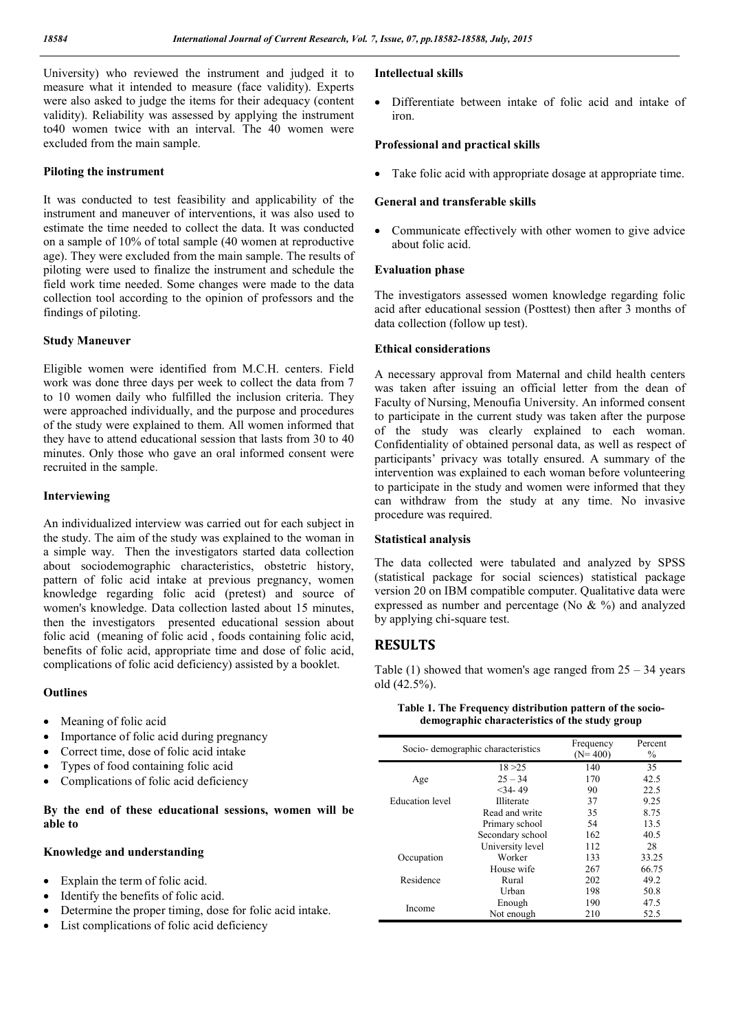University) who reviewed the instrument and judged it to measure what it intended to measure (face validity). Experts were also asked to judge the items for their adequacy (content validity). Reliability was assessed by applying the instrument to40 women twice with an interval. The 40 women were excluded from the main sample.

### Piloting the instrument

It was conducted to test feasibility and applicability of the instrument and maneuver of interventions, it was also used to estimate the time needed to collect the data. It was conducted on a sample of 10% of total sample (40 women at reproductive age). They were excluded from the main sample. The results of piloting were used to finalize the instrument and schedule the field work time needed. Some changes were made to the data collection tool according to the opinion of professors and the findings of piloting.

### Study Maneuver

Eligible women were identified from M.C.H. centers. Field work was done three days per week to collect the data from 7 to 10 women daily who fulfilled the inclusion criteria. They were approached individually, and the purpose and procedures of the study were explained to them. All women informed that they have to attend educational session that lasts from 30 to 40 minutes. Only those who gave an oral informed consent were recruited in the sample.

### Interviewing

An individualized interview was carried out for each subject in the study. The aim of the study was explained to the woman in a simple way. Then the investigators started data collection about sociodemographic characteristics, obstetric history, pattern of folic acid intake at previous pregnancy, women knowledge regarding folic acid (pretest) and source of women's knowledge. Data collection lasted about 15 minutes, then the investigators presented educational session about folic acid (meaning of folic acid , foods containing folic acid, benefits of folic acid, appropriate time and dose of folic acid, complications of folic acid deficiency) assisted by a booklet.

### Outlines

- Meaning of folic acid
- Importance of folic acid during pregnancy
- Correct time, dose of folic acid intake
- Types of food containing folic acid
- Complications of folic acid deficiency

**By the end of these educational sessions, women will be able to**

### Knowledge and understanding

- Explain the term of folic acid.
- Identify the benefits of folic acid.
- Determine the proper timing, dose for folic acid intake.
- List complications of folic acid deficiency

### Intellectual skills

- Differentiate between intake of folic acid and intake of iron.

### Professional and practical skills

- Take folic acid with appropriate dosage at appropriate time.

### General and transferable skills

- Communicate effectively with other women to give advice about folic acid.

### Evaluation phase

The investigators assessed women knowledge regarding folic acid after educational session (Posttest) then after 3 months of data collection (follow up test).

### Ethical considerations

A necessary approval from Maternal and child health centers was taken after issuing an official letter from the dean of Faculty of Nursing, Menoufia University. An informed consent to participate in the current study was taken after the purpose of the study was clearly explained to each woman. Confidentiality of obtained personal data, as well as respect of participants' privacy was totally ensured. A summary of the intervention was explained to each woman before volunteering to participate in the study and women were informed that they can withdraw from the study at any time. No invasive procedure was required.

### Statistical analysis

The data collected were tabulated and analyzed by SPSS (statistical package for social sciences) statistical package version 20 on IBM compatible computer. Qualitative data were expressed as number and percentage (No & %) and analyzed by applying chi-square test.

## RESULTS

Table (1) showed that women's age ranged from 25 – 34 years old (42.5%).

**Table 1. The Frequency distribution pattern of the socio-demographic characteristics of the study group**

| Socio- demographic characteristics | | Frequency (N= 400) | Percent % |
|---|---|---|---|
| Age | 18 >25 | 140 | 35 |
| | 25 – 34 | 170 | 42.5 |
| | <34- 49 | 90 | 22.5 |
| Education level | Illiterate | 37 | 9.25 |
| | Read and write | 35 | 8.75 |
| | Primary school | 54 | 13.5 |
| | Secondary school | 162 | 40.5 |
| | University level | 112 | 28 |
| Occupation | Worker | 133 | 33.25 |
| | House wife | 267 | 66.75 |
| Residence | Rural | 202 | 49.2 |
| | Urban | 198 | 50.8 |
| Income | Enough | 190 | 47.5 |
| | Not enough | 210 | 52.5 |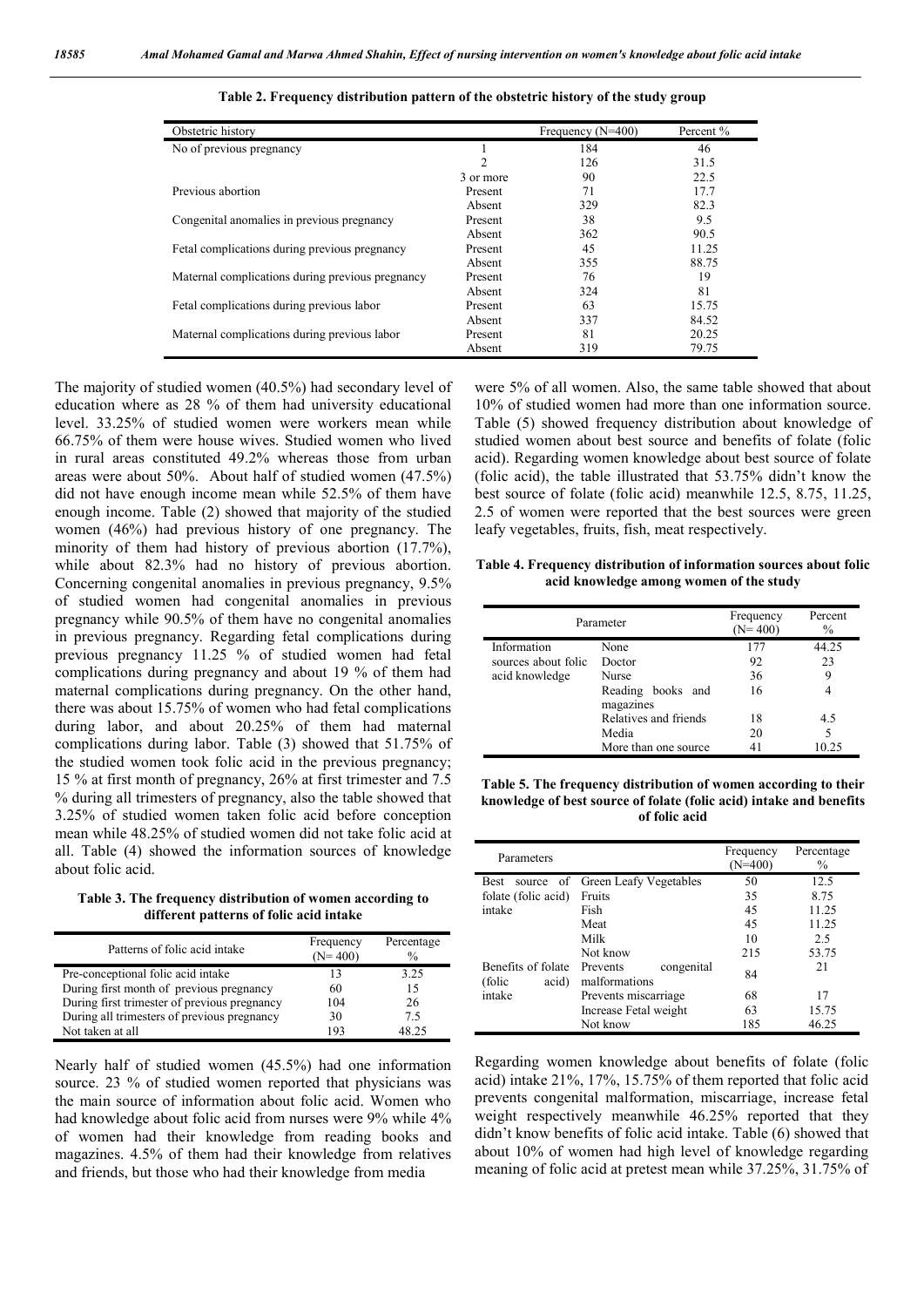**Table 2. Frequency distribution pattern of the obstetric history of the study group**

| Obstetric history | | Frequency (N=400) | Percent % |
|---|---|---|---|
| No of previous pregnancy | 1 | 184 | 46 |
| | 2 | 126 | 31.5 |
| | 3 or more | 90 | 22.5 |
| Previous abortion | Present | 71 | 17.7 |
| | Absent | 329 | 82.3 |
| Congenital anomalies in previous pregnancy | Present | 38 | 9.5 |
| | Absent | 362 | 90.5 |
| Fetal complications during previous pregnancy | Present | 45 | 11.25 |
| | Absent | 355 | 88.75 |
| Maternal complications during previous pregnancy | Present | 76 | 19 |
| | Absent | 324 | 81 |
| Fetal complications during previous labor | Present | 63 | 15.75 |
| | Absent | 337 | 84.52 |
| Maternal complications during previous labor | Present | 81 | 20.25 |
| | Absent | 319 | 79.75 |

The majority of studied women (40.5%) had secondary level of education where as 28 % of them had university educational level. 33.25% of studied women were workers mean while 66.75% of them were house wives. Studied women who lived in rural areas constituted 49.2% whereas those from urban areas were about 50%. About half of studied women (47.5%) did not have enough income mean while 52.5% of them have enough income. Table (2) showed that majority of the studied women (46%) had previous history of one pregnancy. The minority of them had history of previous abortion (17.7%), while about 82.3% had no history of previous abortion. Concerning congenital anomalies in previous pregnancy, 9.5% of studied women had congenital anomalies in previous pregnancy while 90.5% of them have no congenital anomalies in previous pregnancy. Regarding fetal complications during previous pregnancy 11.25 % of studied women had fetal complications during pregnancy and about 19 % of them had maternal complications during pregnancy. On the other hand, there was about 15.75% of women who had fetal complications during labor, and about 20.25% of them had maternal complications during labor. Table (3) showed that 51.75% of the studied women took folic acid in the previous pregnancy; 15 % at first month of pregnancy, 26% at first trimester and 7.5 % during all trimesters of pregnancy, also the table showed that 3.25% of studied women taken folic acid before conception mean while 48.25% of studied women did not take folic acid at all. Table (4) showed the information sources of knowledge about folic acid.

**Table 3. The frequency distribution of women according to different patterns of folic acid intake**

| Patterns of folic acid intake | Frequency (N= 400) | Percentage % |
|---|---|---|
| Pre-conceptional folic acid intake | 13 | 3.25 |
| During first month of previous pregnancy | 60 | 15 |
| During first trimester of previous pregnancy | 104 | 26 |
| During all trimesters of previous pregnancy | 30 | 7.5 |
| Not taken at all | 193 | 48.25 |

Nearly half of studied women (45.5%) had one information source. 23 % of studied women reported that physicians was the main source of information about folic acid. Women who had knowledge about folic acid from nurses were 9% while 4% of women had their knowledge from reading books and magazines. 4.5% of them had their knowledge from relatives and friends, but those who had their knowledge from media were 5% of all women. Also, the same table showed that about 10% of studied women had more than one information source. Table (5) showed frequency distribution about knowledge of studied women about best source and benefits of folate (folic acid). Regarding women knowledge about best source of folate (folic acid), the table illustrated that 53.75% didn't know the best source of folate (folic acid) meanwhile 12.5, 8.75, 11.25, 2.5 of women were reported that the best sources were green leafy vegetables, fruits, fish, meat respectively.

**Table 4. Frequency distribution of information sources about folic acid knowledge among women of the study**

| Parameter | | Frequency (N= 400) | Percent % |
|---|---|---|---|
| Information sources about folic acid knowledge | None | 177 | 44.25 |
| | Doctor | 92 | 23 |
| | Nurse | 36 | 9 |
| | Reading books and magazines | 16 | 4 |
| | Relatives and friends | 18 | 4.5 |
| | Media | 20 | 5 |
| | More than one source | 41 | 10.25 |

**Table 5. The frequency distribution of women according to their knowledge of best source of folate (folic acid) intake and benefits of folic acid**

| Parameters | | Frequency (N=400) | Percentage % |
|---|---|---|---|
| Best source of folate (folic acid) intake | Green Leafy Vegetables | 50 | 12.5 |
| | Fruits | 35 | 8.75 |
| | Fish | 45 | 11.25 |
| | Meat | 45 | 11.25 |
| | Milk | 10 | 2.5 |
| | Not know | 215 | 53.75 |
| Benefits of folate (folic acid) intake | Prevents congenital malformations | 84 | 21 |
| | Prevents miscarriage | 68 | 17 |
| | Increase Fetal weight | 63 | 15.75 |
| | Not know | 185 | 46.25 |

Regarding women knowledge about benefits of folate (folic acid) intake 21%, 17%, 15.75% of them reported that folic acid prevents congenital malformation, miscarriage, increase fetal weight respectively meanwhile 46.25% reported that they didn't know benefits of folic acid intake. Table (6) showed that about 10% of women had high level of knowledge regarding meaning of folic acid at pretest mean while 37.25%, 31.75% of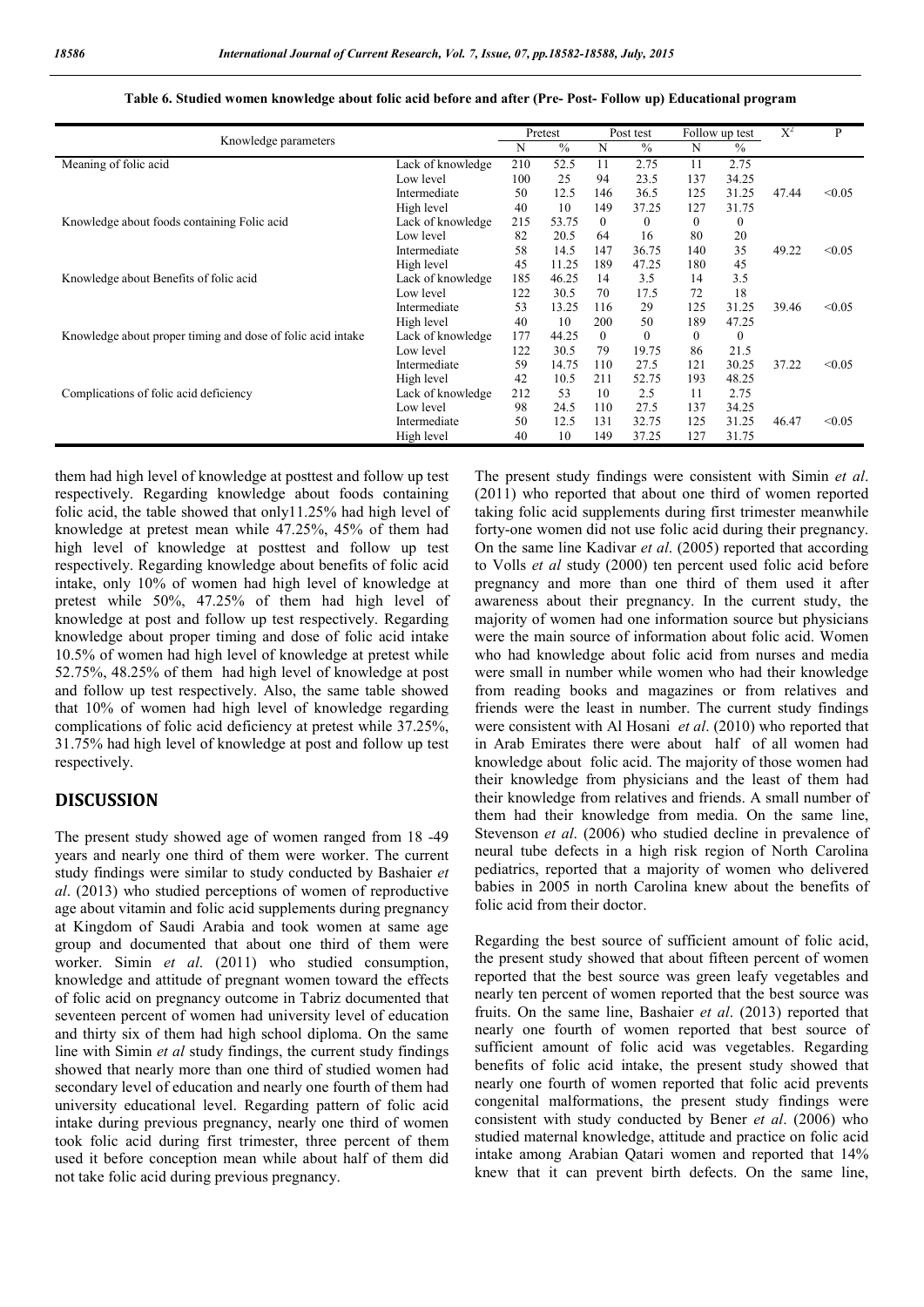**Table 6. Studied women knowledge about folic acid before and after (Pre- Post- Follow up) Educational program**

| Knowledge parameters | | Pretest | | Post test | | Follow up test | | $X^2$ | P |
|---|---|---|---|---|---|---|---|---|---|
| | | N | % | N | % | N | % | | |
| Meaning of folic acid | Lack of knowledge | 210 | 52.5 | 11 | 2.75 | 11 | 2.75 | | |
| | Low level | 100 | 25 | 94 | 23.5 | 137 | 34.25 | | |
| | Intermediate | 50 | 12.5 | 146 | 36.5 | 125 | 31.25 | 47.44 | <0.05 |
| | High level | 40 | 10 | 149 | 37.25 | 127 | 31.75 | | |
| Knowledge about foods containing Folic acid | Lack of knowledge | 215 | 53.75 | 0 | 0 | 0 | 0 | | |
| | Low level | 82 | 20.5 | 64 | 16 | 80 | 20 | | |
| | Intermediate | 58 | 14.5 | 147 | 36.75 | 140 | 35 | 49.22 | <0.05 |
| | High level | 45 | 11.25 | 189 | 47.25 | 180 | 45 | | |
| Knowledge about Benefits of folic acid | Lack of knowledge | 185 | 46.25 | 14 | 3.5 | 14 | 3.5 | | |
| | Low level | 122 | 30.5 | 70 | 17.5 | 72 | 18 | | |
| | Intermediate | 53 | 13.25 | 116 | 29 | 125 | 31.25 | 39.46 | <0.05 |
| | High level | 40 | 10 | 200 | 50 | 189 | 47.25 | | |
| Knowledge about proper timing and dose of folic acid intake | Lack of knowledge | 177 | 44.25 | 0 | 0 | 0 | 0 | | |
| | Low level | 122 | 30.5 | 79 | 19.75 | 86 | 21.5 | | |
| | Intermediate | 59 | 14.75 | 110 | 27.5 | 121 | 30.25 | 37.22 | <0.05 |
| | High level | 42 | 10.5 | 211 | 52.75 | 193 | 48.25 | | |
| Complications of folic acid deficiency | Lack of knowledge | 212 | 53 | 10 | 2.5 | 11 | 2.75 | | |
| | Low level | 98 | 24.5 | 110 | 27.5 | 137 | 34.25 | | |
| | Intermediate | 50 | 12.5 | 131 | 32.75 | 125 | 31.25 | 46.47 | <0.05 |
| | High level | 40 | 10 | 149 | 37.25 | 127 | 31.75 | | |

them had high level of knowledge at posttest and follow up test respectively. Regarding knowledge about foods containing folic acid, the table showed that only11.25% had high level of knowledge at pretest mean while 47.25%, 45% of them had high level of knowledge at posttest and follow up test respectively. Regarding knowledge about benefits of folic acid intake, only 10% of women had high level of knowledge at pretest while 50%, 47.25% of them had high level of knowledge at post and follow up test respectively. Regarding knowledge about proper timing and dose of folic acid intake 10.5% of women had high level of knowledge at pretest while 52.75%, 48.25% of them had high level of knowledge at post and follow up test respectively. Also, the same table showed that 10% of women had high level of knowledge regarding complications of folic acid deficiency at pretest while 37.25%, 31.75% had high level of knowledge at post and follow up test respectively.

## DISCUSSION

The present study showed age of women ranged from 18 -49 years and nearly one third of them were worker. The current study findings were similar to study conducted by Bashaier *et al*. (2013) who studied perceptions of women of reproductive age about vitamin and folic acid supplements during pregnancy at Kingdom of Saudi Arabia and took women at same age group and documented that about one third of them were worker. Simin *et al*. (2011) who studied consumption, knowledge and attitude of pregnant women toward the effects of folic acid on pregnancy outcome in Tabriz documented that seventeen percent of women had university level of education and thirty six of them had high school diploma. On the same line with Simin *et al* study findings, the current study findings showed that nearly more than one third of studied women had secondary level of education and nearly one fourth of them had university educational level. Regarding pattern of folic acid intake during previous pregnancy, nearly one third of women took folic acid during first trimester, three percent of them used it before conception mean while about half of them did not take folic acid during previous pregnancy.

The present study findings were consistent with Simin *et al*. (2011) who reported that about one third of women reported taking folic acid supplements during first trimester meanwhile forty-one women did not use folic acid during their pregnancy. On the same line Kadivar *et al*. (2005) reported that according to Volls *et al* study (2000) ten percent used folic acid before pregnancy and more than one third of them used it after awareness about their pregnancy. In the current study, the majority of women had one information source but physicians were the main source of information about folic acid. Women who had knowledge about folic acid from nurses and media were small in number while women who had their knowledge from reading books and magazines or from relatives and friends were the least in number. The current study findings were consistent with Al Hosani *et al*. (2010) who reported that in Arab Emirates there were about half of all women had knowledge about folic acid. The majority of those women had their knowledge from physicians and the least of them had their knowledge from relatives and friends. A small number of them had their knowledge from media. On the same line, Stevenson *et al*. (2006) who studied decline in prevalence of neural tube defects in a high risk region of North Carolina pediatrics, reported that a majority of women who delivered babies in 2005 in north Carolina knew about the benefits of folic acid from their doctor.

Regarding the best source of sufficient amount of folic acid, the present study showed that about fifteen percent of women reported that the best source was green leafy vegetables and nearly ten percent of women reported that the best source was fruits. On the same line, Bashaier *et al*. (2013) reported that nearly one fourth of women reported that best source of sufficient amount of folic acid was vegetables. Regarding benefits of folic acid intake, the present study showed that nearly one fourth of women reported that folic acid prevents congenital malformations, the present study findings were consistent with study conducted by Bener *et al*. (2006) who studied maternal knowledge, attitude and practice on folic acid intake among Arabian Qatari women and reported that 14% knew that it can prevent birth defects. On the same line,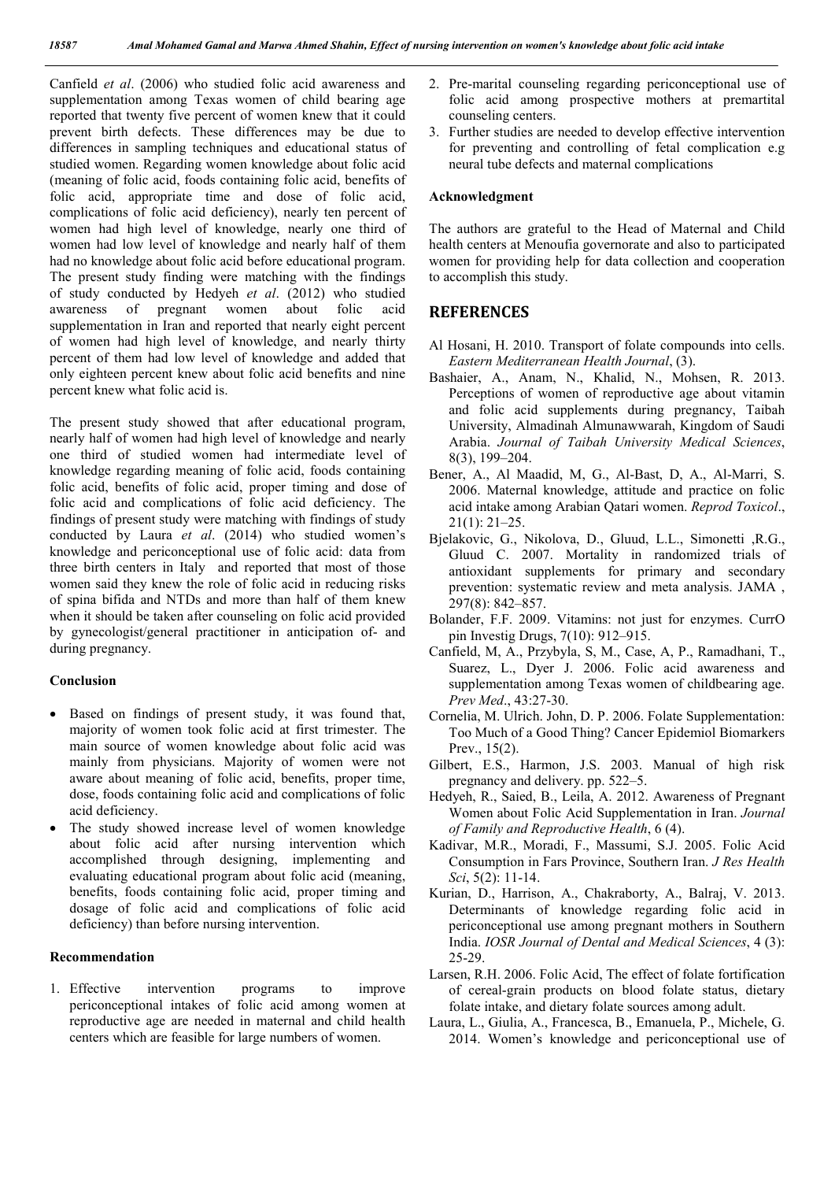Canfield *et al*. (2006) who studied folic acid awareness and supplementation among Texas women of child bearing age reported that twenty five percent of women knew that it could prevent birth defects. These differences may be due to differences in sampling techniques and educational status of studied women. Regarding women knowledge about folic acid (meaning of folic acid, foods containing folic acid, benefits of folic acid, appropriate time and dose of folic acid, complications of folic acid deficiency), nearly ten percent of women had high level of knowledge, nearly one third of women had low level of knowledge and nearly half of them had no knowledge about folic acid before educational program. The present study finding were matching with the findings of study conducted by Hedyeh *et al*. (2012) who studied awareness of pregnant women about folic acid supplementation in Iran and reported that nearly eight percent of women had high level of knowledge, and nearly thirty percent of them had low level of knowledge and added that only eighteen percent knew about folic acid benefits and nine percent knew what folic acid is.

The present study showed that after educational program, nearly half of women had high level of knowledge and nearly one third of studied women had intermediate level of knowledge regarding meaning of folic acid, foods containing folic acid, benefits of folic acid, proper timing and dose of folic acid and complications of folic acid deficiency. The findings of present study were matching with findings of study conducted by Laura *et al*. (2014) who studied women's knowledge and periconceptional use of folic acid: data from three birth centers in Italy and reported that most of those women said they knew the role of folic acid in reducing risks of spina bifida and NTDs and more than half of them knew when it should be taken after counseling on folic acid provided by gynecologist/general practitioner in anticipation of- and during pregnancy.

#### Conclusion

- Based on findings of present study, it was found that, majority of women took folic acid at first trimester. The main source of women knowledge about folic acid was mainly from physicians. Majority of women were not aware about meaning of folic acid, benefits, proper time, dose, foods containing folic acid and complications of folic acid deficiency.
- The study showed increase level of women knowledge about folic acid after nursing intervention which accomplished through designing, implementing and evaluating educational program about folic acid (meaning, benefits, foods containing folic acid, proper timing and dosage of folic acid and complications of folic acid deficiency) than before nursing intervention.

#### Recommendation

1. Effective intervention programs to improve periconceptional intakes of folic acid among women at reproductive age are needed in maternal and child health centers which are feasible for large numbers of women.
2. Pre-marital counseling regarding periconceptional use of folic acid among prospective mothers at premartital counseling centers.
3. Further studies are needed to develop effective intervention for preventing and controlling of fetal complication e.g neural tube defects and maternal complications

#### Acknowledgment

The authors are grateful to the Head of Maternal and Child health centers at Menoufia governorate and also to participated women for providing help for data collection and cooperation to accomplish this study.

## REFERENCES

Al Hosani, H. 2010. Transport of folate compounds into cells. *Eastern Mediterranean Health Journal*, (3).

Bashaier, A., Anam, N., Khalid, N., Mohsen, R. 2013. Perceptions of women of reproductive age about vitamin and folic acid supplements during pregnancy, Taibah University, Almadinah Almunawwarah, Kingdom of Saudi Arabia. *Journal of Taibah University Medical Sciences*, 8(3), 199–204.

Bener, A., Al Maadid, M, G., Al-Bast, D, A., Al-Marri, S. 2006. Maternal knowledge, attitude and practice on folic acid intake among Arabian Qatari women. *Reprod Toxicol*., 21(1): 21–25.

Bjelakovic, G., Nikolova, D., Gluud, L.L., Simonetti ,R.G., Gluud C. 2007. Mortality in randomized trials of antioxidant supplements for primary and secondary prevention: systematic review and meta analysis. JAMA , 297(8): 842–857.

Bolander, F.F. 2009. Vitamins: not just for enzymes. CurrO pin Investig Drugs, 7(10): 912–915.

Canfield, M, A., Przybyla, S, M., Case, A, P., Ramadhani, T., Suarez, L., Dyer J. 2006. Folic acid awareness and supplementation among Texas women of childbearing age. *Prev Med*., 43:27-30.

Cornelia, M. Ulrich. John, D. P. 2006. Folate Supplementation: Too Much of a Good Thing? Cancer Epidemiol Biomarkers Prev., 15(2).

Gilbert, E.S., Harmon, J.S. 2003. Manual of high risk pregnancy and delivery. pp. 522–5.

Hedyeh, R., Saied, B., Leila, A. 2012. Awareness of Pregnant Women about Folic Acid Supplementation in Iran. *Journal of Family and Reproductive Health*, 6 (4).

Kadivar, M.R., Moradi, F., Massumi, S.J. 2005. Folic Acid Consumption in Fars Province, Southern Iran. *J Res Health Sci*, 5(2): 11-14.

Kurian, D., Harrison, A., Chakraborty, A., Balraj, V. 2013. Determinants of knowledge regarding folic acid in periconceptional use among pregnant mothers in Southern India. *IOSR Journal of Dental and Medical Sciences*, 4 (3): 25-29.

Larsen, R.H. 2006. Folic Acid, The effect of folate fortification of cereal-grain products on blood folate status, dietary folate intake, and dietary folate sources among adult.

Laura, L., Giulia, A., Francesca, B., Emanuela, P., Michele, G. 2014. Women's knowledge and periconceptional use of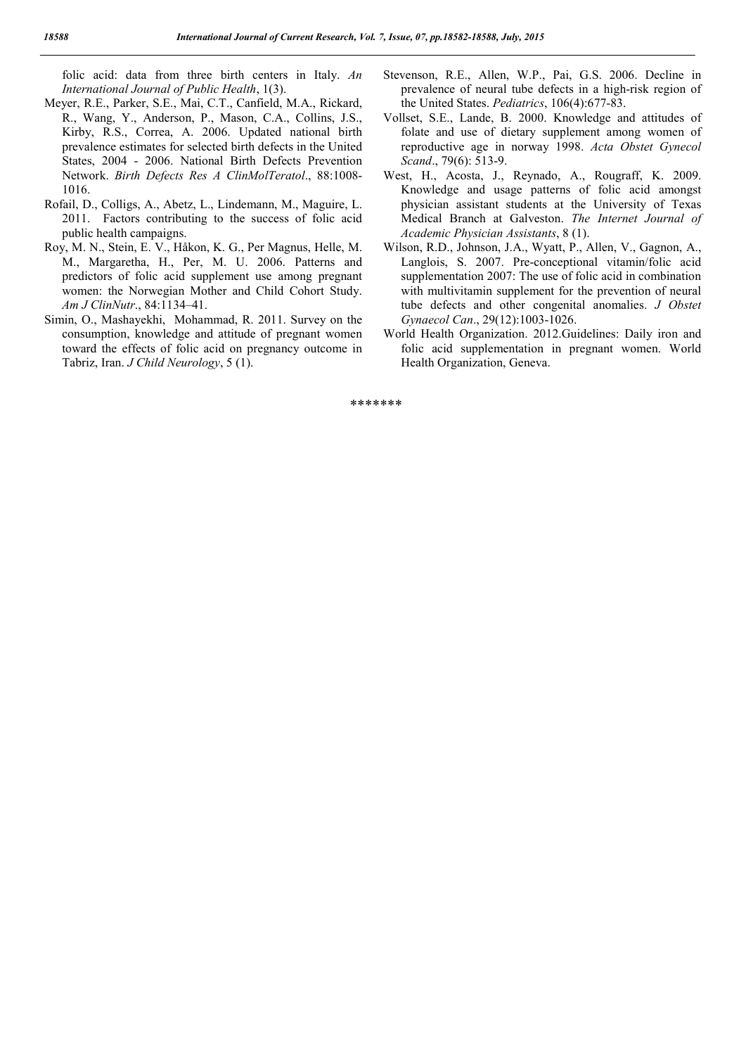folic acid: data from three birth centers in Italy. *An International Journal of Public Health*, 1(3).

Meyer, R.E., Parker, S.E., Mai, C.T., Canfield, M.A., Rickard, R., Wang, Y., Anderson, P., Mason, C.A., Collins, J.S., Kirby, R.S., Correa, A. 2006. Updated national birth prevalence estimates for selected birth defects in the United States, 2004 - 2006. National Birth Defects Prevention Network. *Birth Defects Res A ClinMolTeratol*., 88:1008-1016.

Rofail, D., Colligs, A., Abetz, L., Lindemann, M., Maguire, L. 2011. Factors contributing to the success of folic acid public health campaigns.

Roy, M. N., Stein, E. V., Håkon, K. G., Per Magnus, Helle, M. M., Margaretha, H., Per, M. U. 2006. Patterns and predictors of folic acid supplement use among pregnant women: the Norwegian Mother and Child Cohort Study. *Am J ClinNutr*., 84:1134–41.

Simin, O., Mashayekhi, Mohammad, R. 2011. Survey on the consumption, knowledge and attitude of pregnant women toward the effects of folic acid on pregnancy outcome in Tabriz, Iran. *J Child Neurology*, 5 (1).

Stevenson, R.E., Allen, W.P., Pai, G.S. 2006. Decline in prevalence of neural tube defects in a high-risk region of the United States. *Pediatrics*, 106(4):677-83.

Vollset, S.E., Lande, B. 2000. Knowledge and attitudes of folate and use of dietary supplement among women of reproductive age in norway 1998. *Acta Obstet Gynecol Scand*., 79(6): 513-9.

West, H., Acosta, J., Reynado, A., Rougraff, K. 2009. Knowledge and usage patterns of folic acid amongst physician assistant students at the University of Texas Medical Branch at Galveston. *The Internet Journal of Academic Physician Assistants*, 8 (1).

Wilson, R.D., Johnson, J.A., Wyatt, P., Allen, V., Gagnon, A., Langlois, S. 2007. Pre-conceptional vitamin/folic acid supplementation 2007: The use of folic acid in combination with multivitamin supplement for the prevention of neural tube defects and other congenital anomalies. *J Obstet Gynaecol Can*., 29(12):1003-1026.

World Health Organization. 2012.Guidelines: Daily iron and folic acid supplementation in pregnant women. World Health Organization, Geneva.

*******